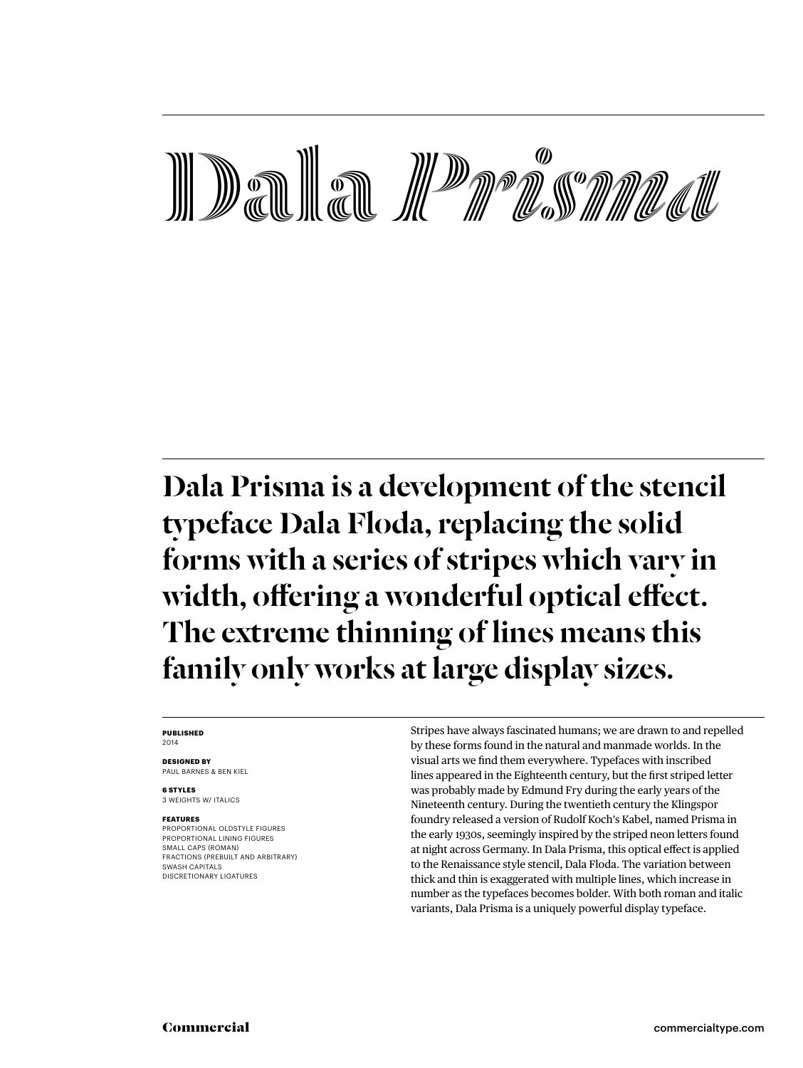# Dala *Prisma*

## Dala Prisma is a development of the stencil typeface Dala Floda, replacing the solid forms with a series of stripes which vary in width, offering a wonderful optical effect. The extreme thinning of lines means this family only works at large display sizes.

**PUBLISHED**
2014

**DESIGNED BY**
PAUL BARNES & BEN KIEL

**6 STYLES**
3 WEIGHTS W/ ITALICS

**FEATURES**
PROPORTIONAL OLDSTYLE FIGURES
PROPORTIONAL LINING FIGURES
SMALL CAPS (ROMAN)
FRACTIONS (PREBUILT AND ARBITRARY)
SWASH CAPITALS
DISCRETIONARY LIGATURES

Stripes have always fascinated humans; we are drawn to and repelled by these forms found in the natural and manmade worlds. In the visual arts we find them everywhere. Typefaces with inscribed lines appeared in the Eighteenth century, but the first striped letter was probably made by Edmund Fry during the early years of the Nineteenth century. During the twentieth century the Klingspor foundry released a version of Rudolf Koch's Kabel, named Prisma in the early 1930s, seemingly inspired by the striped neon letters found at night across Germany. In Dala Prisma, this optical effect is applied to the Renaissance style stencil, Dala Floda. The variation between thick and thin is exaggerated with multiple lines, which increase in number as the typefaces becomes bolder. With both roman and italic variants, Dala Prisma is a uniquely powerful display typeface.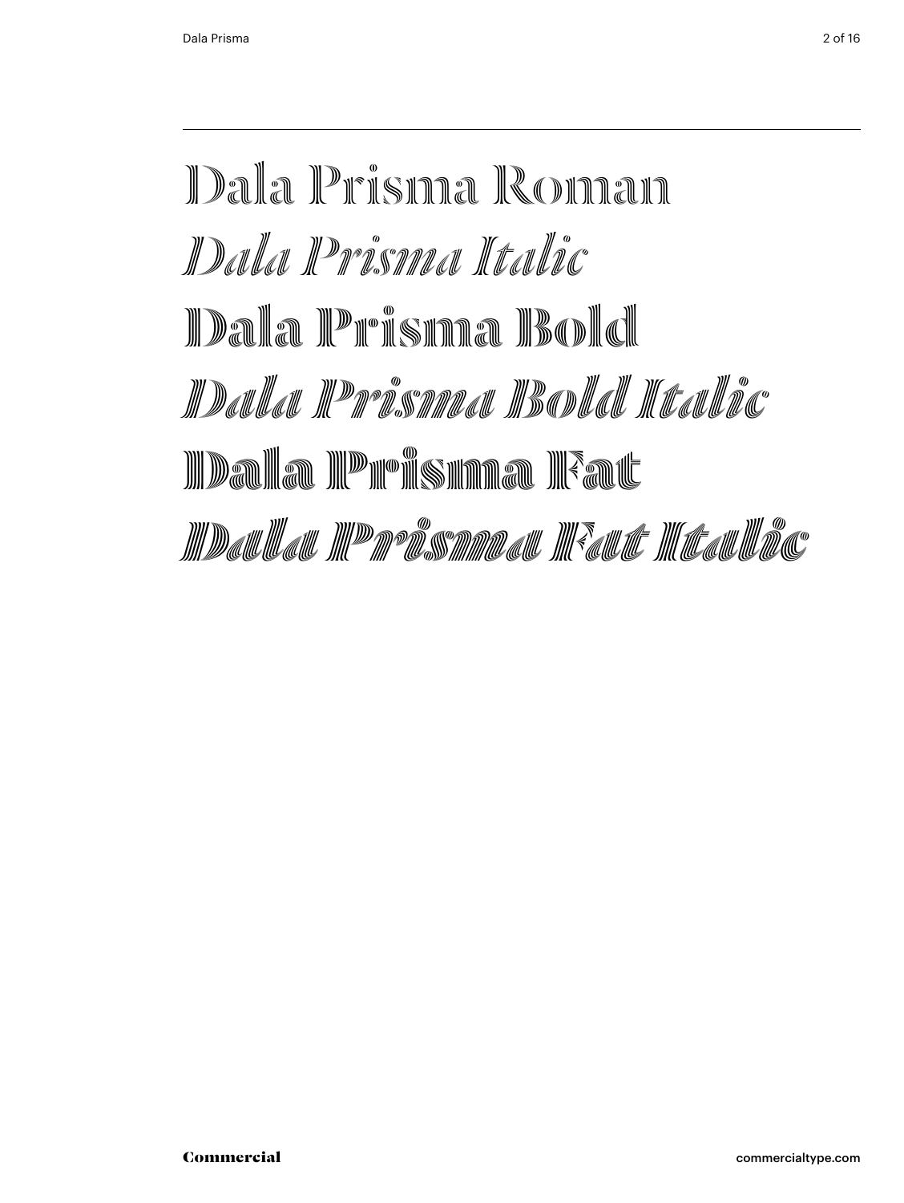Dala Prisma Roman

*Dala Prisma Italic*

**Dala Prisma Bold**

***Dala Prisma Bold Italic***

**Dala Prisma Fat**

***Dala Prisma Fat Italic***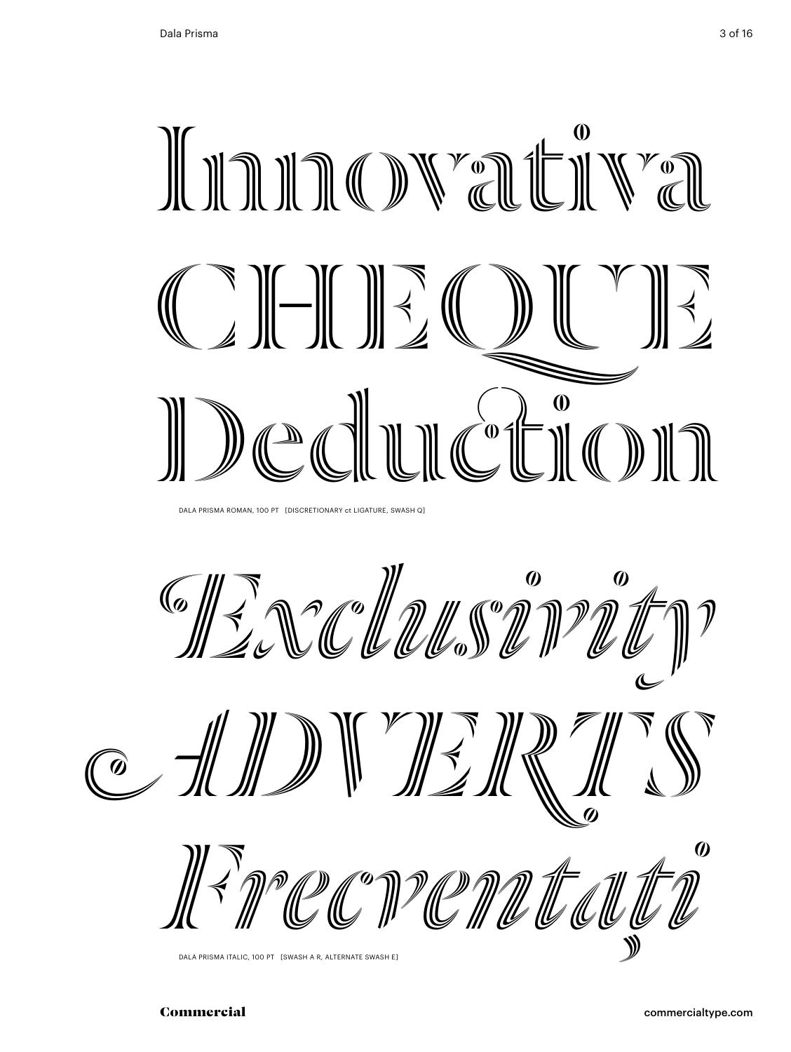Innovativa

CHEQUE

Deduction

DALA PRISMA ROMAN, 100 PT [DISCRETIONARY ct LIGATURE, SWASH Q]

*Exclusivity*

*ADVERTS*

*Frecventați*

DALA PRISMA ITALIC, 100 PT [SWASH A R, ALTERNATE SWASH E]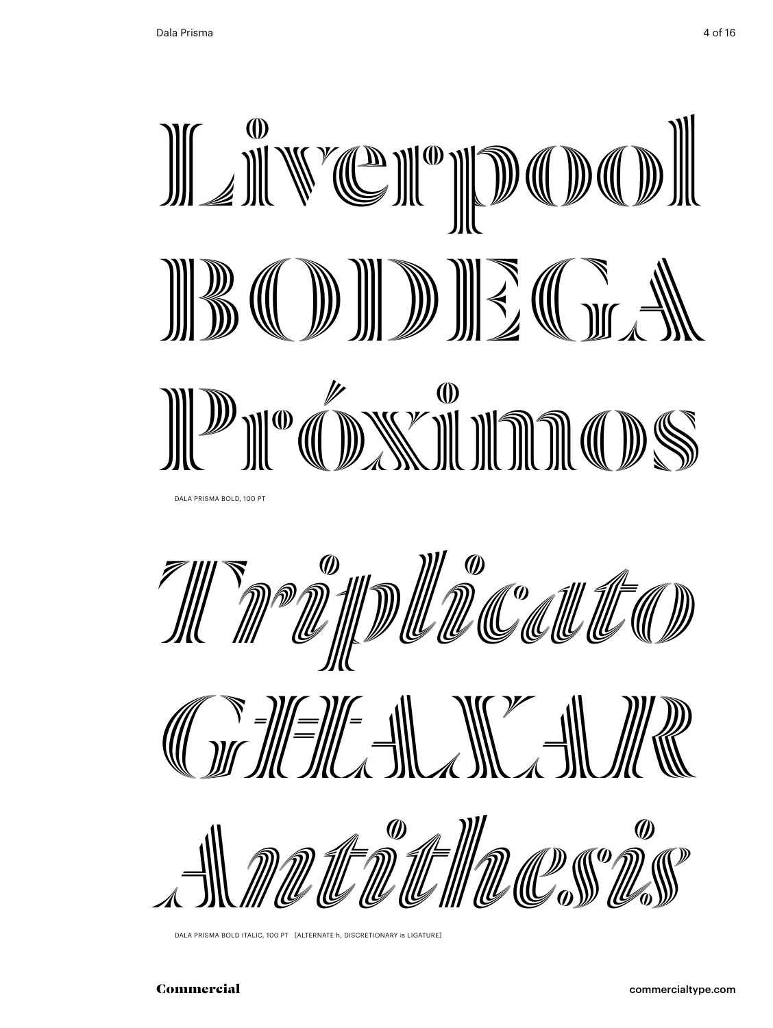Liverpool

BODEGA

Próximos

DALA PRISMA BOLD, 100 PT

*Triplicato*

*GHAXAR*

*Antithesis*

DALA PRISMA BOLD ITALIC, 100 PT [ALTERNATE h, DISCRETIONARY is LIGATURE]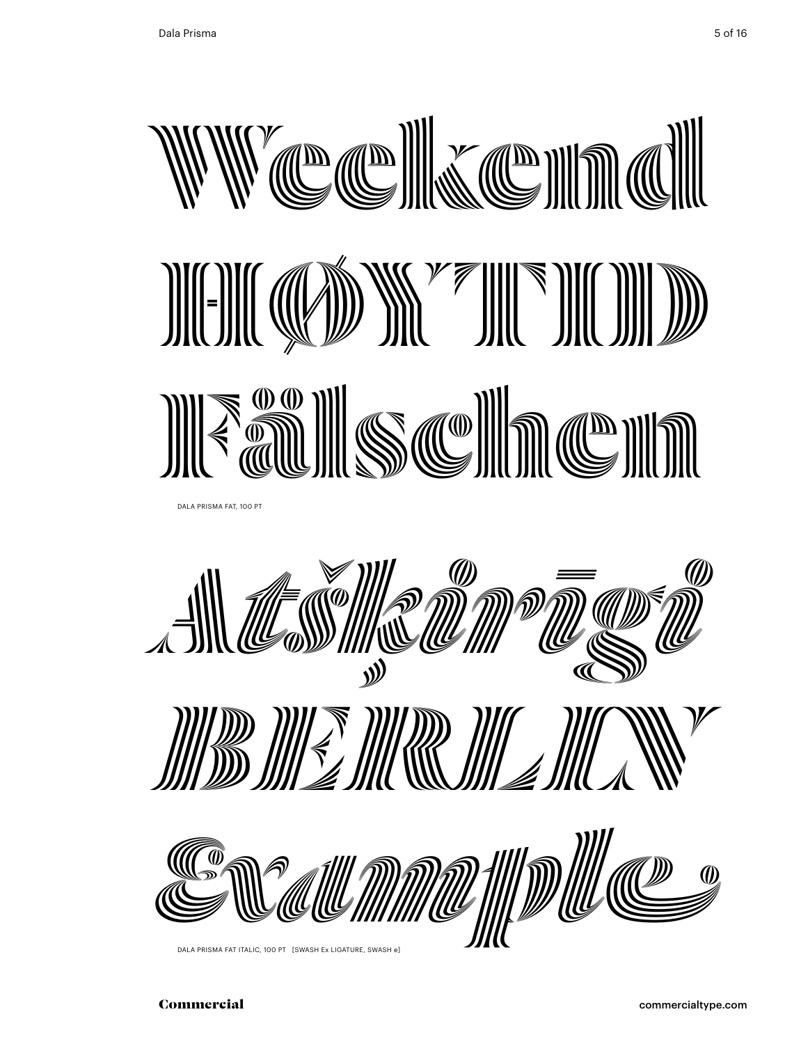Weekend

HØYTID

Fälschen

DALA PRISMA FAT, 100 PT

*Atšķirīgi*

*BERLIN*

*Example*

DALA PRISMA FAT ITALIC, 100 PT [SWASH Ex LIGATURE, SWASH e]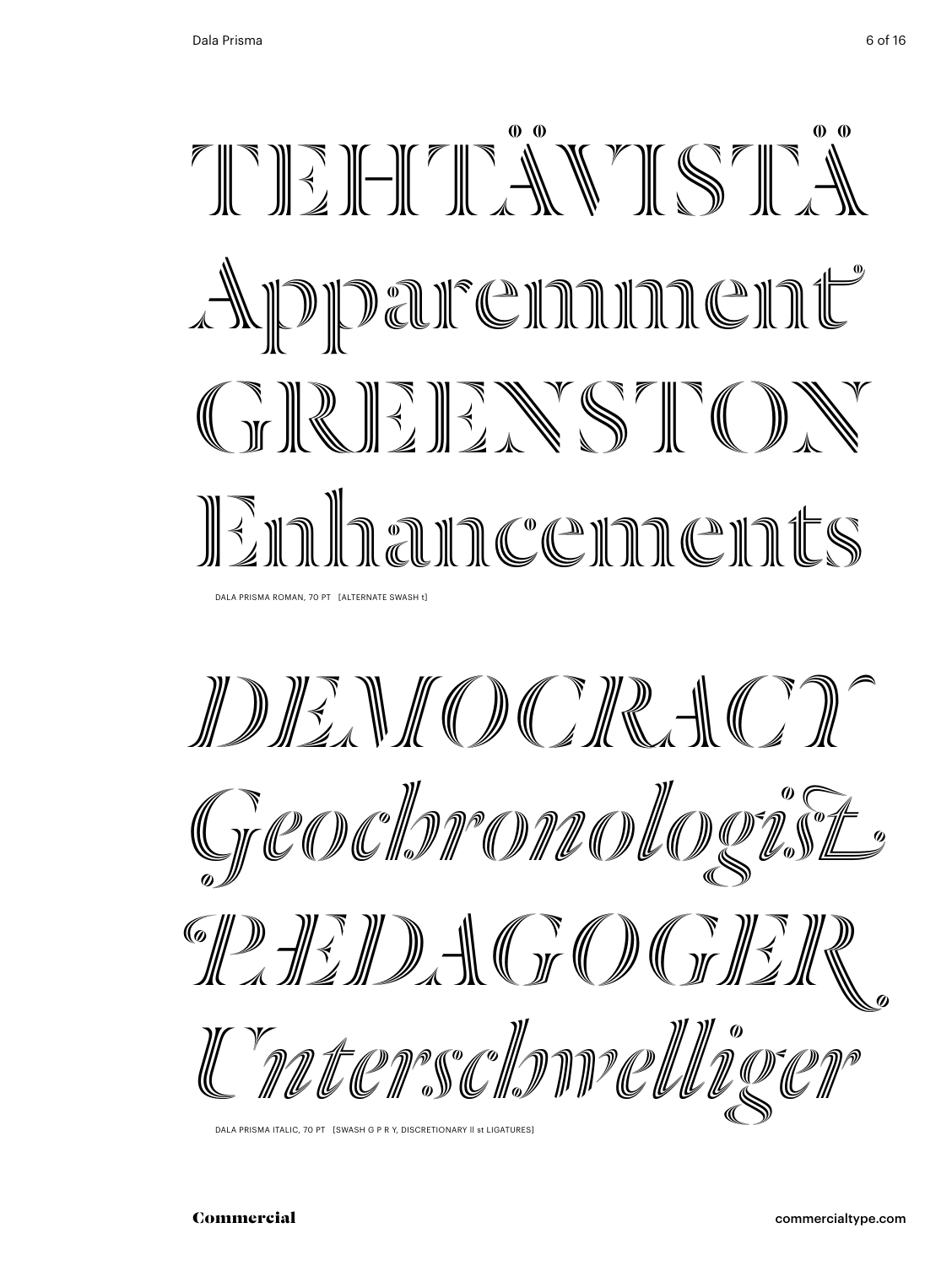TEHTÄVISTÄ

Apparemment

GREENSTON

Enhancements

DALA PRISMA ROMAN, 70 PT [ALTERNATE SWASH t]

*DEMOCRACY*

*Geochronologist*

*PEDAGOGER*

*Unterschwelliger*

DALA PRISMA ITALIC, 70 PT [SWASH G P R Y, DISCRETIONARY ll st LIGATURES]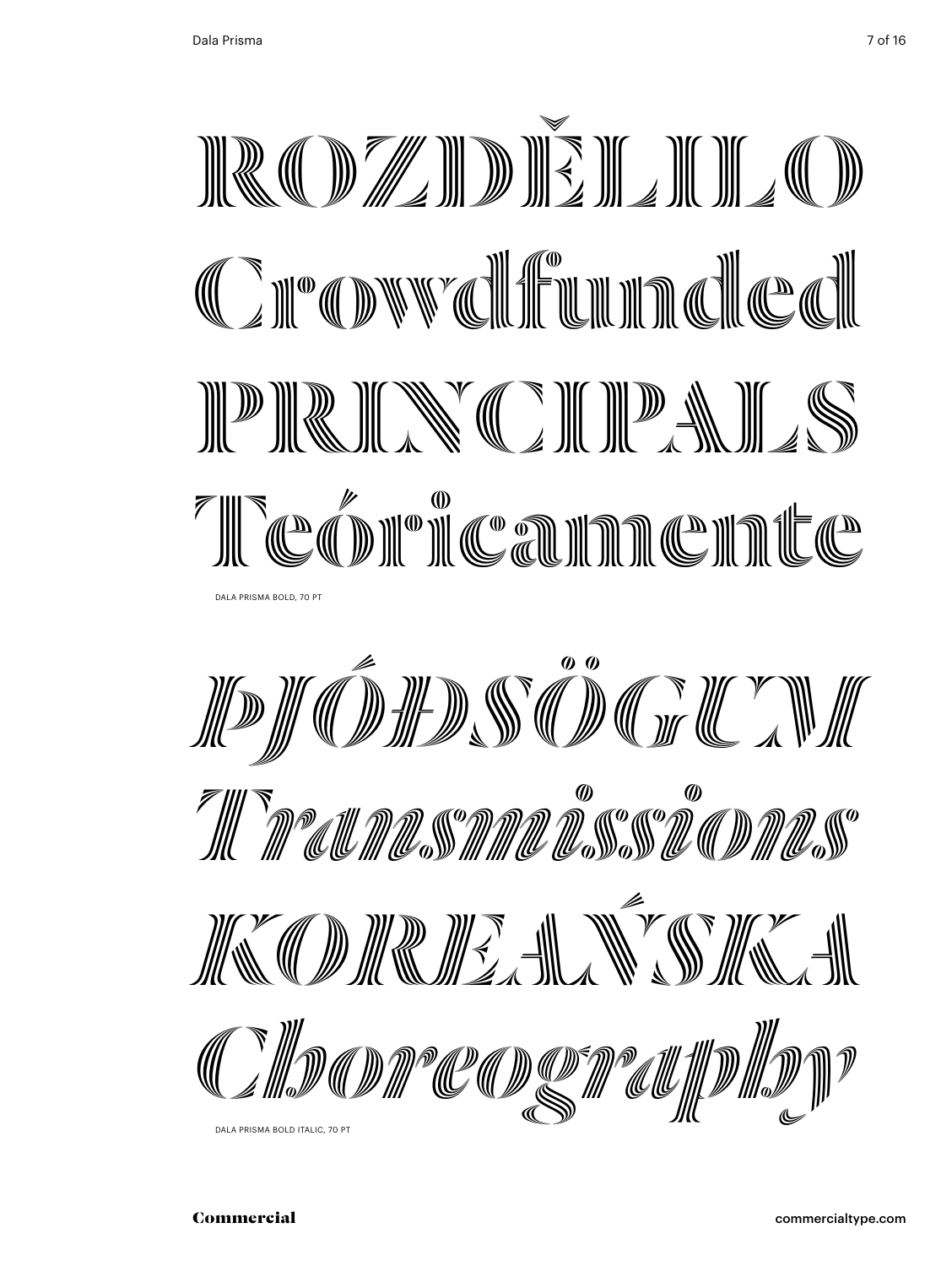ROZDĚLILO

Crowdfunded

PRINCIPALS

Teóricamente

DALA PRISMA BOLD, 70 PT

*ÞJÓÐSÖGUM*

*Transmissions*

*KOREAŃSKA*

*Choreography*

DALA PRISMA BOLD ITALIC, 70 PT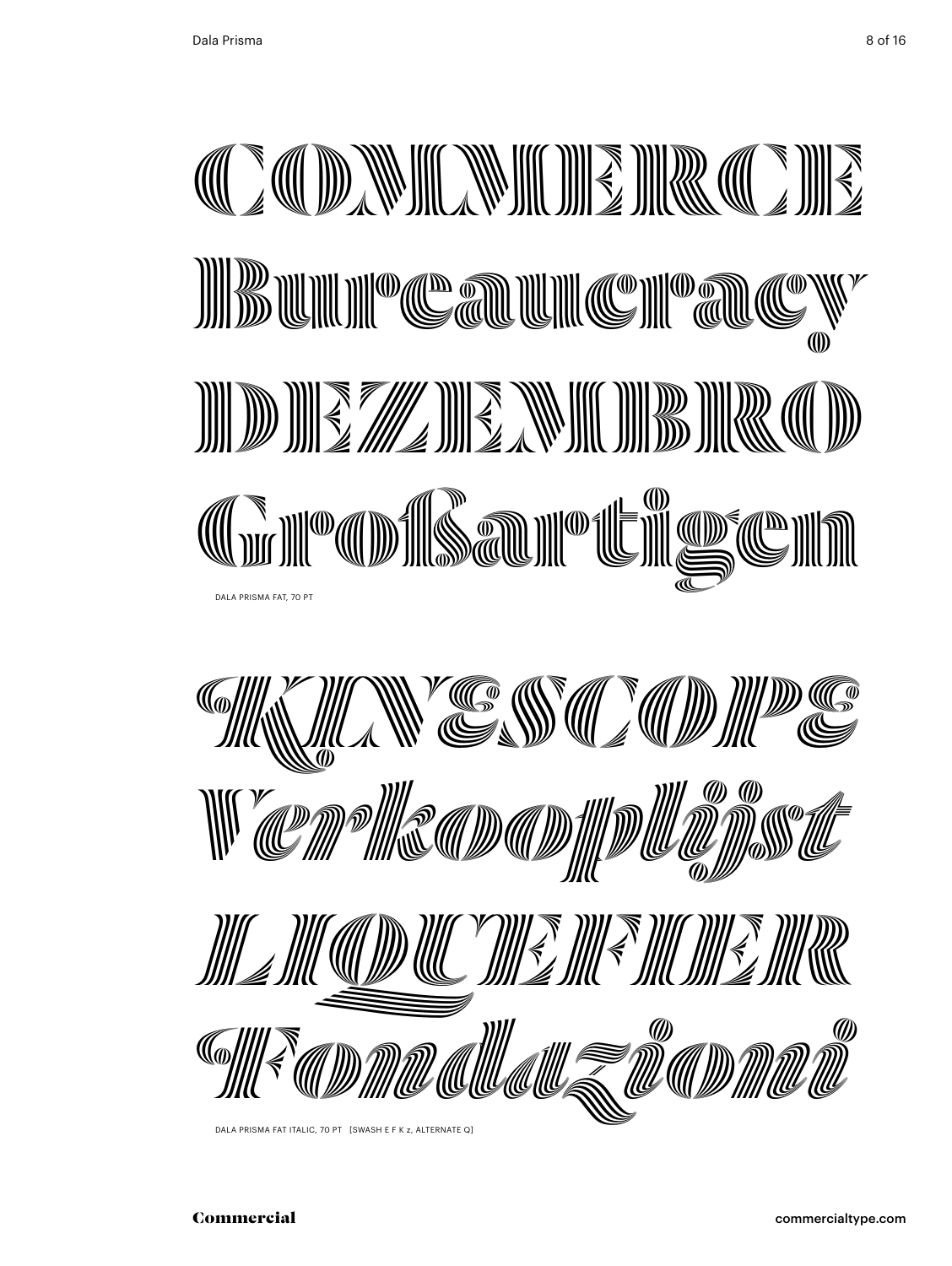COMMERCE

Bureaucracy

DEZEMBRO

Großartigen

DALA PRISMA FAT, 70 PT

*KINESCOPE*

*Verkooplijst*

*LIQUEFIER*

*Fondazioni*

DALA PRISMA FAT ITALIC, 70 PT [SWASH E F K z, ALTERNATE Q]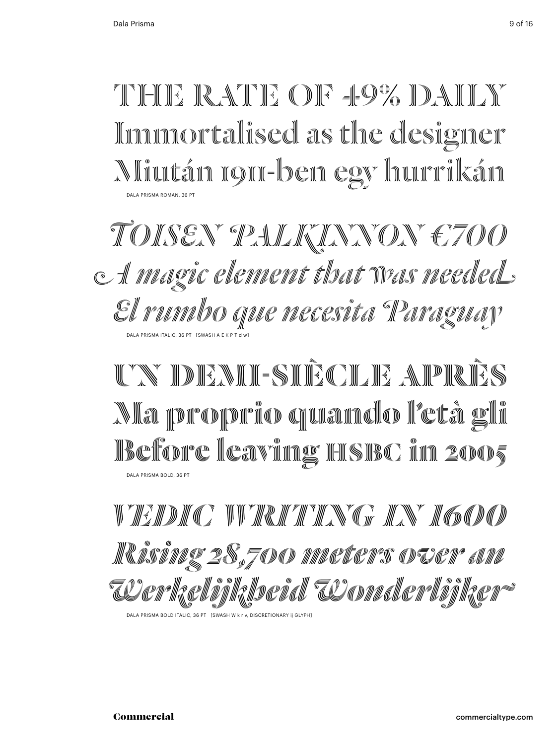THE RATE OF 49% DAILY
Immortalised as the designer
Miután 1911-ben egy hurrikán

DALA PRISMA ROMAN, 36 PT

*TOISEN PALKINNON €700*
*A magic element that was needed*
*El rumbo que necesita Paraguay*

DALA PRISMA ITALIC, 36 PT [SWASH A E K P T d w]

**UN DEMI-SIÈCLE APRÈS**
**Ma proprio quando l'età gli**
**Before leaving HSBC in 2005**

DALA PRISMA BOLD, 36 PT

***VEDIC WRITING IN 1600***
***Rising 28,700 meters over an***
***Werkelijkheid Wonderlijker***

DALA PRISMA BOLD ITALIC, 36 PT [SWASH W k r v, DISCRETIONARY ij GLYPH]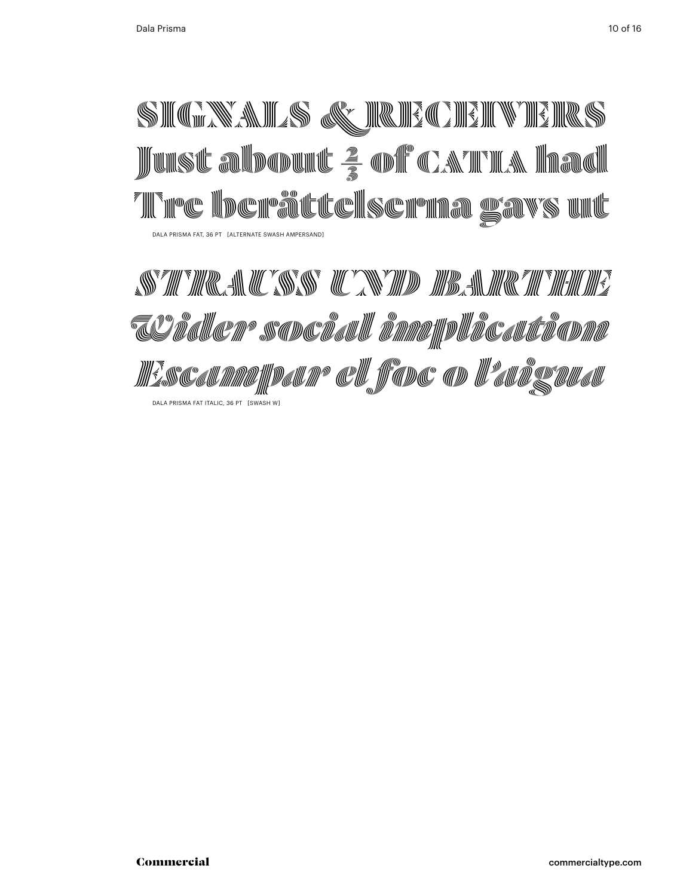SIGNALS & RECEIVERS
Just about ⅔ of CATIA had
Tre berättelserna gavs ut

DALA PRISMA FAT, 36 PT [ALTERNATE SWASH AMPERSAND]

*STRAUSS UND BARTHE*
*Wider social implication*
*Escampar el foc o l'aigua*

DALA PRISMA FAT ITALIC, 36 PT [SWASH W]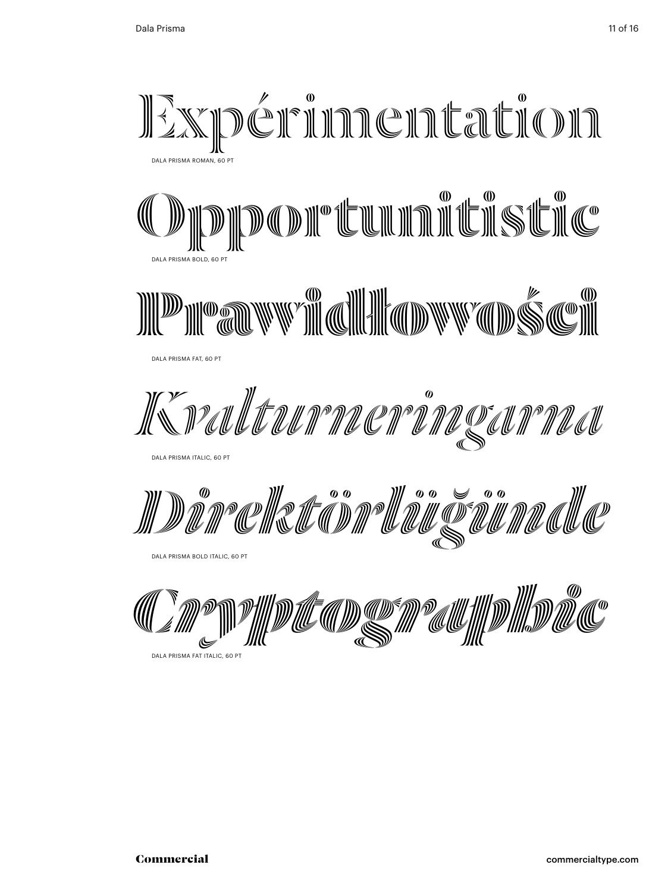Expérimentation

DALA PRISMA ROMAN, 60 PT

Opportunitistic

DALA PRISMA BOLD, 60 PT

Prawidłowości

DALA PRISMA FAT, 60 PT

*Kvalturneringarna*

DALA PRISMA ITALIC, 60 PT

*Direktörlüğünde*

DALA PRISMA BOLD ITALIC, 60 PT

*Cryptographic*

DALA PRISMA FAT ITALIC, 60 PT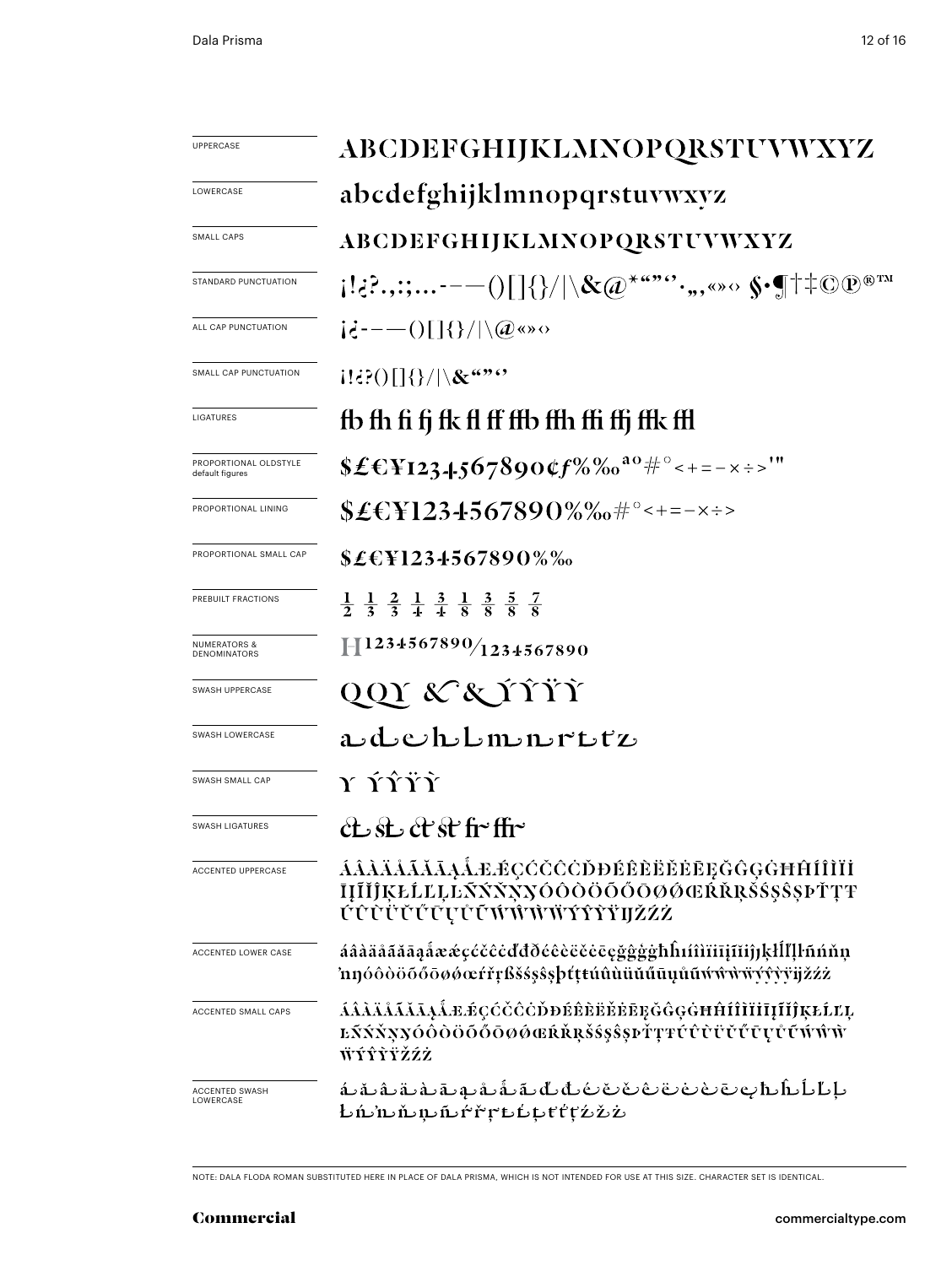| | |
|---|---|
| UPPERCASE | ABCDEFGHIJKLMNOPQRSTUVWXYZ |
| LOWERCASE | abcdefghijklmnopqrstuvwxyz |
| SMALL CAPS | ABCDEFGHIJKLMNOPQRSTUVWXYZ |
| STANDARD PUNCTUATION | ¡!¿?.,:;...-–—()[]{}/\|\&@*""''·„‚«»‹› §•¶†‡©℗®™ |
| ALL CAP PUNCTUATION | ¡¿-–—()[]{}/\|\@«»‹› |
| SMALL CAP PUNCTUATION | ¡!¿?()[]{}/\|\&""'' |
| LIGATURES | fb fh fi fj fk fl ff ffb ffh ffi ffj ffk ffl |
| PROPORTIONAL OLDSTYLE default figures | $£€¥1234567890¢ƒ%‰ªº#°<+=−×÷>'" |
| PROPORTIONAL LINING | $£€¥1234567890%‰#°<+=−×÷> |
| PROPORTIONAL SMALL CAP | $£€¥1234567890%‰ |
| PREBUILT FRACTIONS | ½ ⅓ ⅔ ¼ ¾ ⅛ ⅜ ⅝ ⅞ |
| NUMERATORS & DENOMINATORS | H1234567890⁄1234567890 |
| SWASH UPPERCASE | QQY & & ÝŶŸỲ |
| SWASH LOWERCASE | adehhlmnnrttz |
| SWASH SMALL CAP | Y ÝŶŸỲ |
| SWASH LIGATURES | ct st ct st fr ffr |
| ACCENTED UPPERCASE | ÁÂÀÄÅÃĂĀĄǺÆǼÇĆČĈĊĎĐÉÊÈËĚĖĒĘĞĜĢĠĦĤÍÎÌÏİĮĪĨĬĴĶŁĹĽĻĿÑŃŇŅŊÓÔÒÖÕŐŌØǾŒŔŘŖŠŚŞŜȘÞŤŢŦÚÛÙÜŬŰŪŲŮŨẂŴẀẄÝŶỲŸĲŽŹŻ |
| ACCENTED LOWER CASE | áâàäåãăāąǻæǽçćčĉċďđðéêèëěėēęğĝģġħĥıíîìïįīĩĭȷĵķłĺľļŀñńňņŉŋóôòöõőōøǿœŕřŗßšśşŝșþťţŧúûùüŭűūųůũẃŵẁẅýŷỳÿĳžźż |
| ACCENTED SMALL CAPS | ÁÂÀÄÅÃĂĀĄǺÆǼÇĆČĈĊĎĐÉÊÈËĚĖĒĘĞĜĢĠĦĤÍÎÌÏİĮĪĨĬĴĶŁĹĽĻĿÑŃŇŅŊÓÔÒÖÕŐŌØǾŒŔŘŖŠŚŞŜȘÞŤŢŦÚÛÙÜŬŰŪŲŮŨẂŴẀẄÝŶỲŸŽŹŻ |
| ACCENTED SWASH LOWERCASE | áăâäàāąåǻãďđćĉčĉėèēęĥĥĺľļŀńňňņñŕřŗţťţťţźžż |

NOTE: DALA FLODA ROMAN SUBSTITUTED HERE IN PLACE OF DALA PRISMA, WHICH IS NOT INTENDED FOR USE AT THIS SIZE. CHARACTER SET IS IDENTICAL.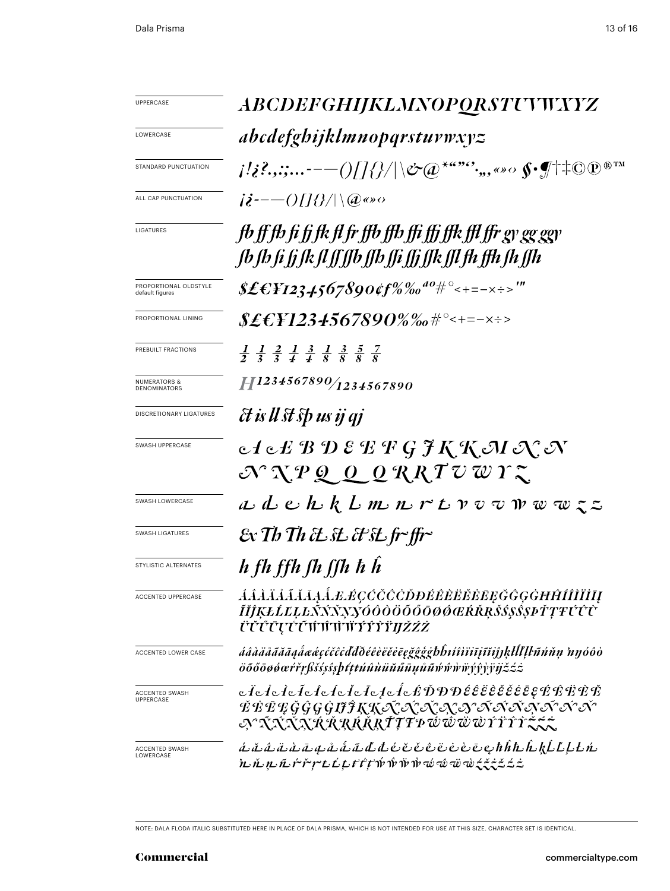| | |
|---|---|
| UPPERCASE | ABCDEFGHIJKLMNOPQRSTUVWXYZ |
| LOWERCASE | abcdefghijklmnopqrstuvwxyz |
| STANDARD PUNCTUATION | ¡!¿?.,:;...-–—()[]{}/\|\&@*""''·„‚«»‹› §•¶†‡©℗®™ |
| ALL CAP PUNCTUATION | ¡¿-–—()[]{}/\|\@«»‹› |
| LIGATURES | fb ff fh fi fj fk fl fr ffb ffh ffi ffj ffk ffl ffr gy gg ggy ſb ſh ſi ſj ſk ſl ſſ ſſb ſſh ſſi ſſj ſſk ſſl fh ffh ſh ſſh |
| PROPORTIONAL OLDSTYLE default figures | $£€¥1234567890¢ƒ%‰ªº#°<+=−×÷>′″ |
| PROPORTIONAL LINING | $£€¥1234567890%‰#°<+=−×÷> |
| PREBUILT FRACTIONS | ½ ⅓ ⅔ ¼ ¾ ⅛ ⅜ ⅝ ⅞ |
| NUMERATORS & DENOMINATORS | H1234567890/1234567890 |
| DISCRETIONARY LIGATURES | ct is ll st sp us ij qj |
| SWASH UPPERCASE | A A E B D E E F G J K K M N N N X P Q Q Q R R T U W Y Z |
| SWASH LOWERCASE | a d e h k l m n r t v v v w w w z z |
| SWASH LIGATURES | Ex Th Th ct st ct st fr ffr |
| STYLISTIC ALTERNATES | h fh ffh ſh ſſh h ĥ |
| ACCENTED UPPERCASE | ÁÂÀÄÅÃĂĀĄǺÆǼÇĆČĈĊĎĐÉÊÈËĚĖĒĘĞĜĢĠĦĤÍÎÌÏĪĮĨĬĴĶŁĹĽĻĿÑŃŇŅŊÓÔÒÖÕŐŌØǾŒŔŘŖŠŚŞŜȘÞŤŢŦÚÛÙÜŬŰŪŲŮŨẂŴẀẄÝŶỲŸĲŽŹŻ |
| ACCENTED LOWER CASE | áâàäåãăāąǻæǽçćčĉċďđéêèëěėēęğĝģġħĥıíîìïīįĩĭȷĵķłĺľļŀñńňņŉŋóôòöõőōøǿœŕřŗßšśşŝșþťţŧúûùüŭűūųůũẃŵẁẅýŷỳÿĳžźż |
| ACCENTED SWASH UPPERCASE | ÁÂÀÄÅÃĂĀĄǺÉĎĐĐÉÊÈËĚĖĒĘÉÊÈËĚĖĒĘĞĜĢĠĦĤĶĶÑŃŇŅŊÑŃŇŅŊÑŃŇŅŊÑŃŇŅŊŔŘŖŔŘŖŤŢŦÞẂŴẀẄÝŶỲŸŽŹŻ |
| ACCENTED SWASH LOWERCASE | áăâäàāąåǻãďđéĕêëèėēęħĥķĺľļŀńňņñŕřŗťţẃŵẅẁẃŵẅẁźžżźžż |

NOTE: DALA FLODA ITALIC SUBSTITUTED HERE IN PLACE OF DALA PRISMA, WHICH IS NOT INTENDED FOR USE AT THIS SIZE. CHARACTER SET IS IDENTICAL.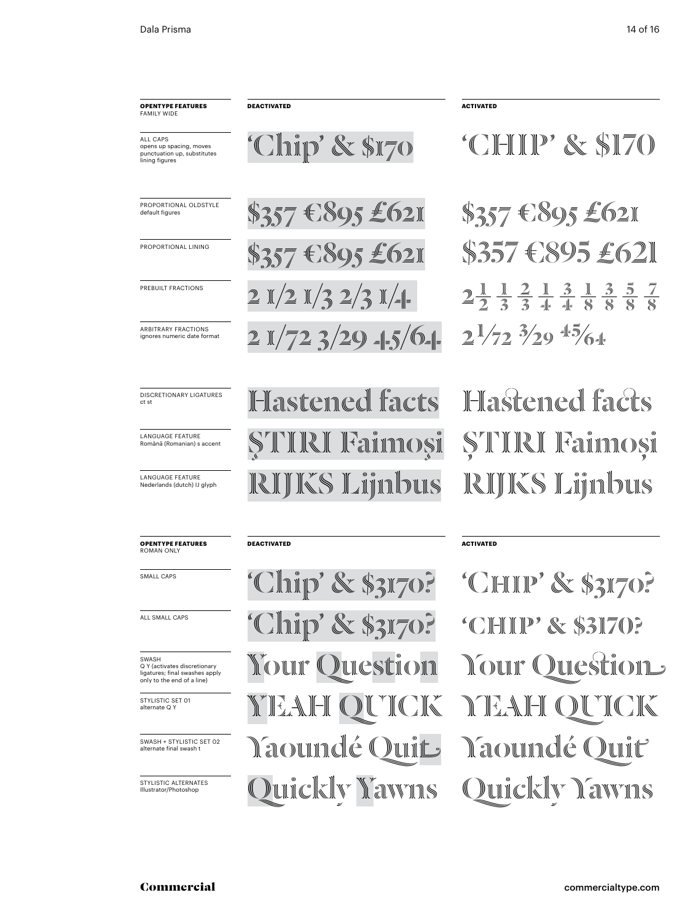| **OPENTYPE FEATURES** FAMILY WIDE | **DEACTIVATED** | **ACTIVATED** |
|---|---|---|
| ALL CAPS opens up spacing, moves punctuation up, substitutes lining figures | 'Chip' & $170 | 'CHIP' & $170 |
| PROPORTIONAL OLDSTYLE default figures | $357 €895 £621 | $357 €895 £621 |
| PROPORTIONAL LINING | $357 €895 £621 | $357 €895 £621 |
| PREBUILT FRACTIONS | 2 1/2 1/3 2/3 1/4 | 2½ ⅓ ⅔ ¼ ¾ ⅛ ⅜ ⅝ ⅞ |
| ARBITRARY FRACTIONS ignores numeric date format | 2 1/72 3/29 45/64 | 2 1/72 3/29 45/64 |
| DISCRETIONARY LIGATURES ct st | Hastened facts | Hastened facts |
| LANGUAGE FEATURE Română (Romanian) s accent | ŞTIRI Faimoşi | ȘTIRI Faimoși |
| LANGUAGE FEATURE Nederlands (dutch) IJ glyph | RIJKS Lijnbus | RIJKS Lijnbus |

| **OPENTYPE FEATURES** ROMAN ONLY | **DEACTIVATED** | **ACTIVATED** |
|---|---|---|
| SMALL CAPS | 'Chip' & $3170? | 'CHIP' & $3170? |
| ALL SMALL CAPS | 'Chip' & $3170? | 'CHIP' & $3170? |
| SWASH Q Y (activates discretionary ligatures; final swashes apply only to the end of a line) | Your Question | Your Question |
| STYLISTIC SET 01 alternate Q Y | YEAH QUICK | YEAH QUICK |
| SWASH + STYLISTIC SET 02 alternate final swash t | Yaoundé Quit | Yaoundé Quit |
| STYLISTIC ALTERNATES Illustrator/Photoshop | Quickly Yawns | Quickly Yawns |

Commercial

commercialtype.com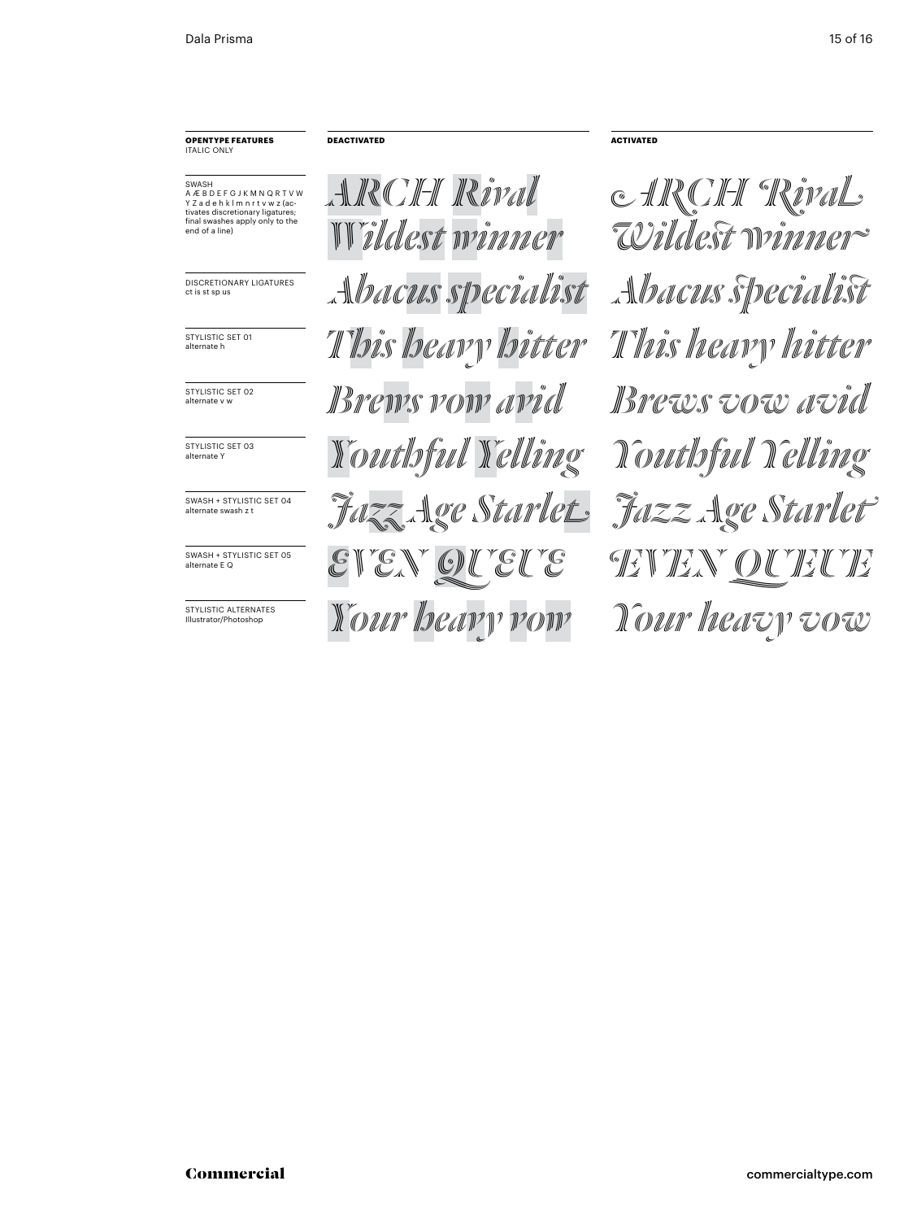| OPENTYPE FEATURES ITALIC ONLY | DEACTIVATED | ACTIVATED |
|---|---|---|
| SWASH A Æ B D E F G J K M N Q R T V W Y Z a d e h k l m n r t v w z (activates discretionary ligatures; final swashes apply only to the end of a line) | ARCH Rival Wildest winner | ARCH Rival Wildest winner |
| DISCRETIONARY LIGATURES ct is st sp us | Abacus specialist | Abacus specialist |
| STYLISTIC SET 01 alternate h | This heavy hitter | This heavy hitter |
| STYLISTIC SET 02 alternate v w | Brews vow avid | Brews vow avid |
| STYLISTIC SET 03 alternate Y | Youthful Yelling | Youthful Yelling |
| SWASH + STYLISTIC SET 04 alternate swash z t | Jazz Age Starlet | Jazz Age Starlet |
| SWASH + STYLISTIC SET 05 alternate E Q | EVEN QUEUE | EVEN QUEUE |
| STYLISTIC ALTERNATES Illustrator/Photoshop | Your heavy vow | Your heavy vow |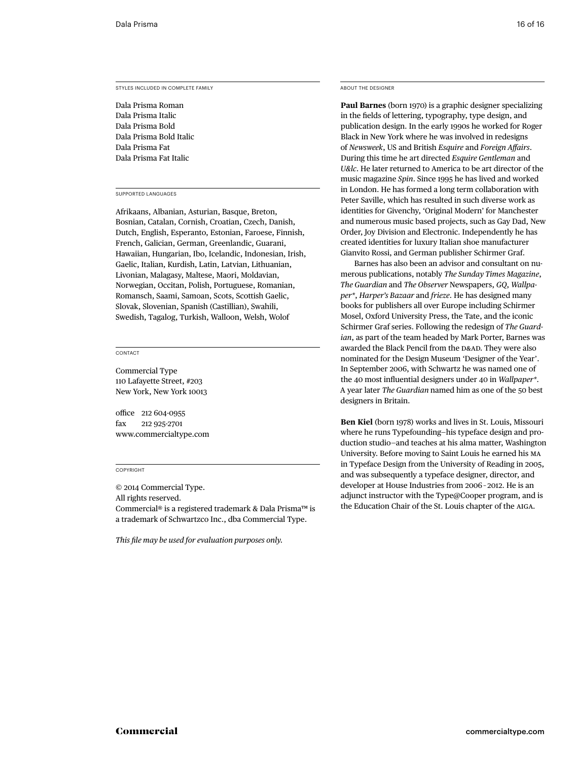## STYLES INCLUDED IN COMPLETE FAMILY

Dala Prisma Roman
Dala Prisma Italic
Dala Prisma Bold
Dala Prisma Bold Italic
Dala Prisma Fat
Dala Prisma Fat Italic

## SUPPORTED LANGUAGES

Afrikaans, Albanian, Asturian, Basque, Breton, Bosnian, Catalan, Cornish, Croatian, Czech, Danish, Dutch, English, Esperanto, Estonian, Faroese, Finnish, French, Galician, German, Greenlandic, Guarani, Hawaiian, Hungarian, Ibo, Icelandic, Indonesian, Irish, Gaelic, Italian, Kurdish, Latin, Latvian, Lithuanian, Livonian, Malagasy, Maltese, Maori, Moldavian, Norwegian, Occitan, Polish, Portuguese, Romanian, Romansch, Saami, Samoan, Scots, Scottish Gaelic, Slovak, Slovenian, Spanish (Castillian), Swahili, Swedish, Tagalog, Turkish, Walloon, Welsh, Wolof

## CONTACT

Commercial Type
110 Lafayette Street, #203
New York, New York 10013

office 212 604-0955
fax 212 925-2701
www.commercialtype.com

## COPYRIGHT

© 2014 Commercial Type.
All rights reserved.
Commercial® is a registered trademark & Dala Prisma™ is a trademark of Schwartzco Inc., dba Commercial Type.

*This file may be used for evaluation purposes only.*

## ABOUT THE DESIGNER

**Paul Barnes** (born 1970) is a graphic designer specializing in the fields of lettering, typography, type design, and publication design. In the early 1990s he worked for Roger Black in New York where he was involved in redesigns of *Newsweek*, US and British *Esquire* and *Foreign Affairs*. During this time he art directed *Esquire Gentleman* and *U&lc*. He later returned to America to be art director of the music magazine *Spin*. Since 1995 he has lived and worked in London. He has formed a long term collaboration with Peter Saville, which has resulted in such diverse work as identities for Givenchy, 'Original Modern' for Manchester and numerous music based projects, such as Gay Dad, New Order, Joy Division and Electronic. Independently he has created identities for luxury Italian shoe manufacturer Gianvito Rossi, and German publisher Schirmer Graf.

Barnes has also been an advisor and consultant on numerous publications, notably *The Sunday Times Magazine*, *The Guardian* and *The Observer* Newspapers, *GQ*, *Wallpaper\**, *Harper's Bazaar* and *frieze*. He has designed many books for publishers all over Europe including Schirmer Mosel, Oxford University Press, the Tate, and the iconic Schirmer Graf series. Following the redesign of *The Guardian*, as part of the team headed by Mark Porter, Barnes was awarded the Black Pencil from the D&AD. They were also nominated for the Design Museum 'Designer of the Year'. In September 2006, with Schwartz he was named one of the 40 most influential designers under 40 in *Wallpaper\**. A year later *The Guardian* named him as one of the 50 best designers in Britain.

**Ben Kiel** (born 1978) works and lives in St. Louis, Missouri where he runs Typefounding—his typeface design and production studio—and teaches at his alma matter, Washington University. Before moving to Saint Louis he earned his MA in Typeface Design from the University of Reading in 2005, and was subsequently a typeface designer, director, and developer at House Industries from 2006–2012. He is an adjunct instructor with the Type@Cooper program, and is the Education Chair of the St. Louis chapter of the AIGA.